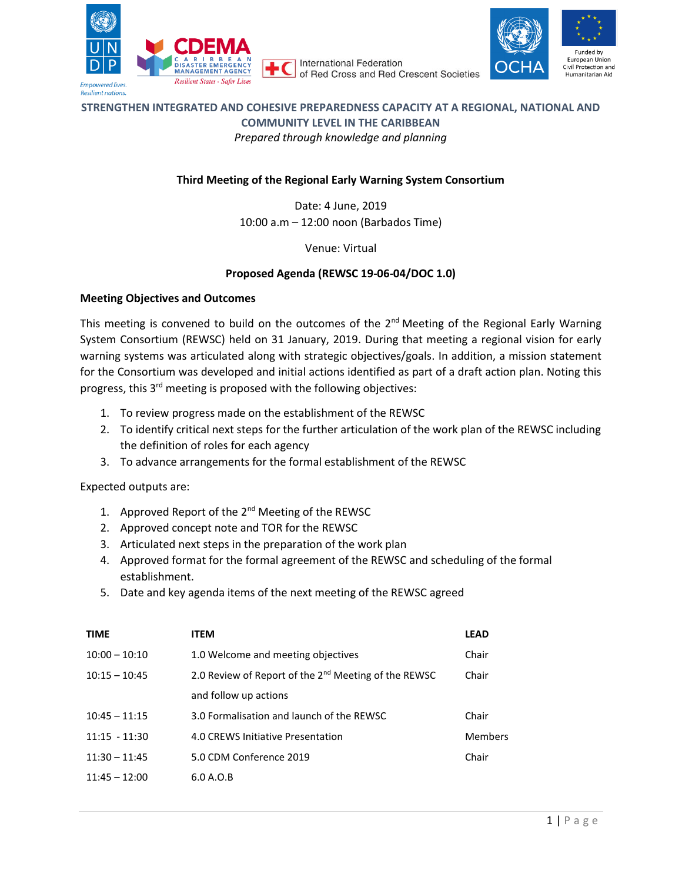Empowered lives.
Resilient nations.

CDEMA
CARIBBEAN DISASTER EMERGENCY MANAGEMENT AGENCY
Resilient States · Safer Lives

International Federation of Red Cross and Red Crescent Societies

OCHA

Funded by European Union Civil Protection and Humanitarian Aid

## STRENGTHEN INTEGRATED AND COHESIVE PREPAREDNESS CAPACITY AT A REGIONAL, NATIONAL AND COMMUNITY LEVEL IN THE CARIBBEAN

*Prepared through knowledge and planning*

**Third Meeting of the Regional Early Warning System Consortium**

Date: 4 June, 2019
10:00 a.m – 12:00 noon (Barbados Time)

Venue: Virtual

**Proposed Agenda (REWSC 19-06-04/DOC 1.0)**

**Meeting Objectives and Outcomes**

This meeting is convened to build on the outcomes of the 2nd Meeting of the Regional Early Warning System Consortium (REWSC) held on 31 January, 2019. During that meeting a regional vision for early warning systems was articulated along with strategic objectives/goals. In addition, a mission statement for the Consortium was developed and initial actions identified as part of a draft action plan. Noting this progress, this 3rd meeting is proposed with the following objectives:

1. To review progress made on the establishment of the REWSC
2. To identify critical next steps for the further articulation of the work plan of the REWSC including the definition of roles for each agency
3. To advance arrangements for the formal establishment of the REWSC

Expected outputs are:

1. Approved Report of the 2nd Meeting of the REWSC
2. Approved concept note and TOR for the REWSC
3. Articulated next steps in the preparation of the work plan
4. Approved format for the formal agreement of the REWSC and scheduling of the formal establishment.
5. Date and key agenda items of the next meeting of the REWSC agreed

| TIME | ITEM | LEAD |
|---|---|---|
| 10:00 – 10:10 | 1.0 Welcome and meeting objectives | Chair |
| 10:15 – 10:45 | 2.0 Review of Report of the 2nd Meeting of the REWSC and follow up actions | Chair |
| 10:45 – 11:15 | 3.0 Formalisation and launch of the REWSC | Chair |
| 11:15 - 11:30 | 4.0 CREWS Initiative Presentation | Members |
| 11:30 – 11:45 | 5.0 CDM Conference 2019 | Chair |
| 11:45 – 12:00 | 6.0 A.O.B | |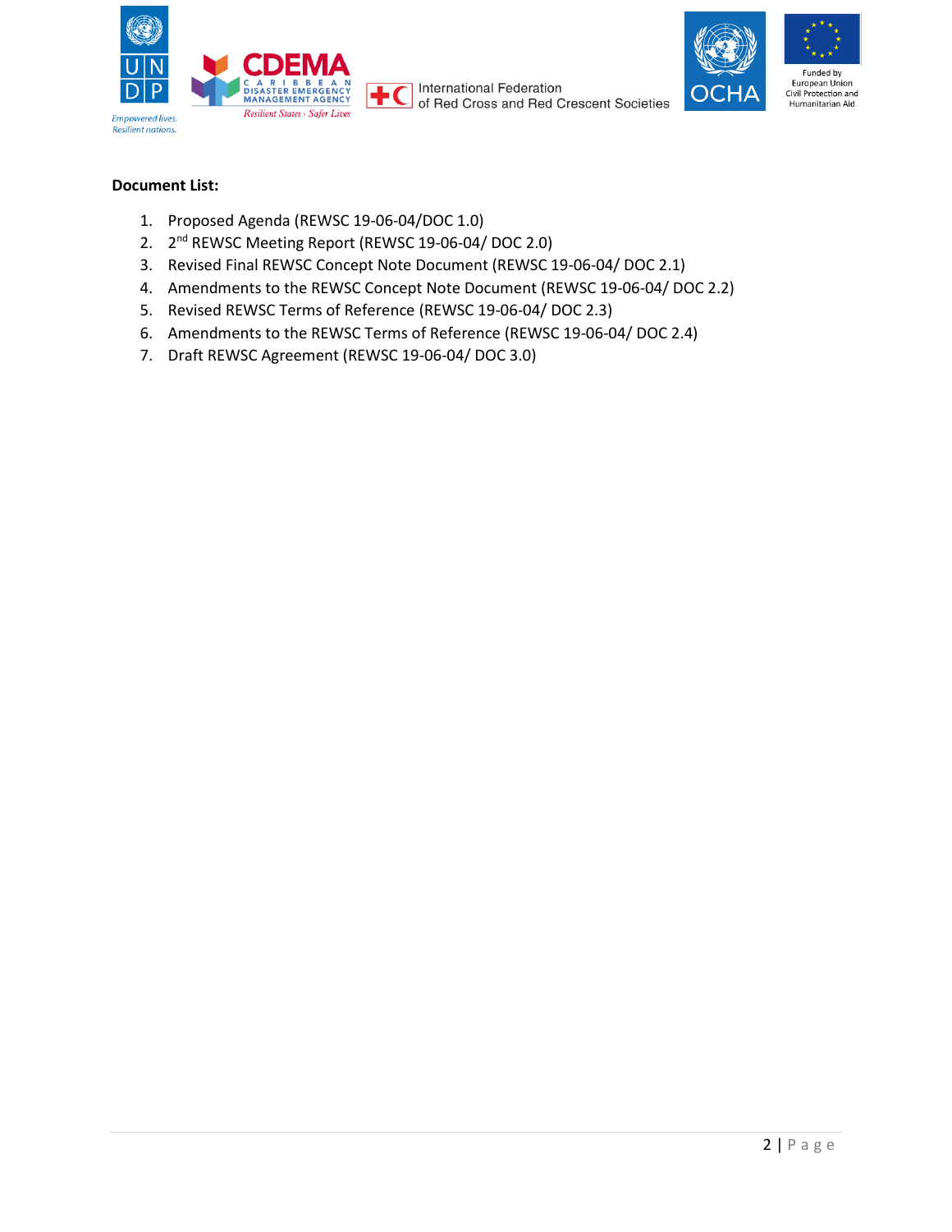**Document List:**

1. Proposed Agenda (REWSC 19-06-04/DOC 1.0)
2. 2nd REWSC Meeting Report (REWSC 19-06-04/ DOC 2.0)
3. Revised Final REWSC Concept Note Document (REWSC 19-06-04/ DOC 2.1)
4. Amendments to the REWSC Concept Note Document (REWSC 19-06-04/ DOC 2.2)
5. Revised REWSC Terms of Reference (REWSC 19-06-04/ DOC 2.3)
6. Amendments to the REWSC Terms of Reference (REWSC 19-06-04/ DOC 2.4)
7. Draft REWSC Agreement (REWSC 19-06-04/ DOC 3.0)